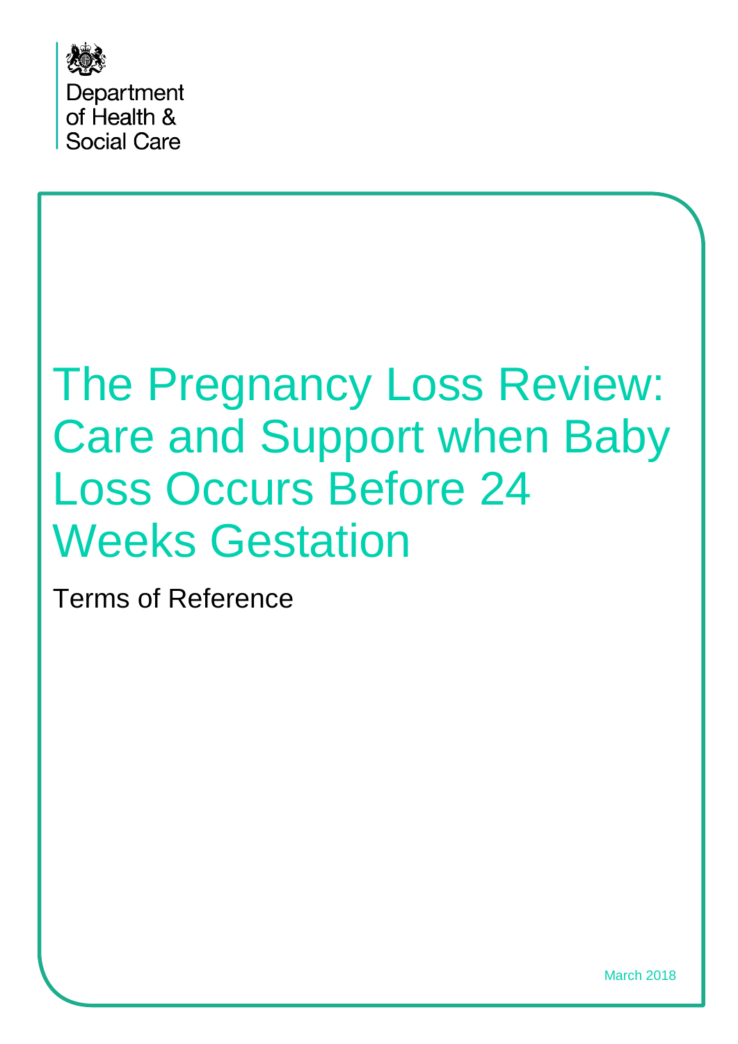Department of Health & Social Care

# The Pregnancy Loss Review: Care and Support when Baby Loss Occurs Before 24 Weeks Gestation

Terms of Reference

March 2018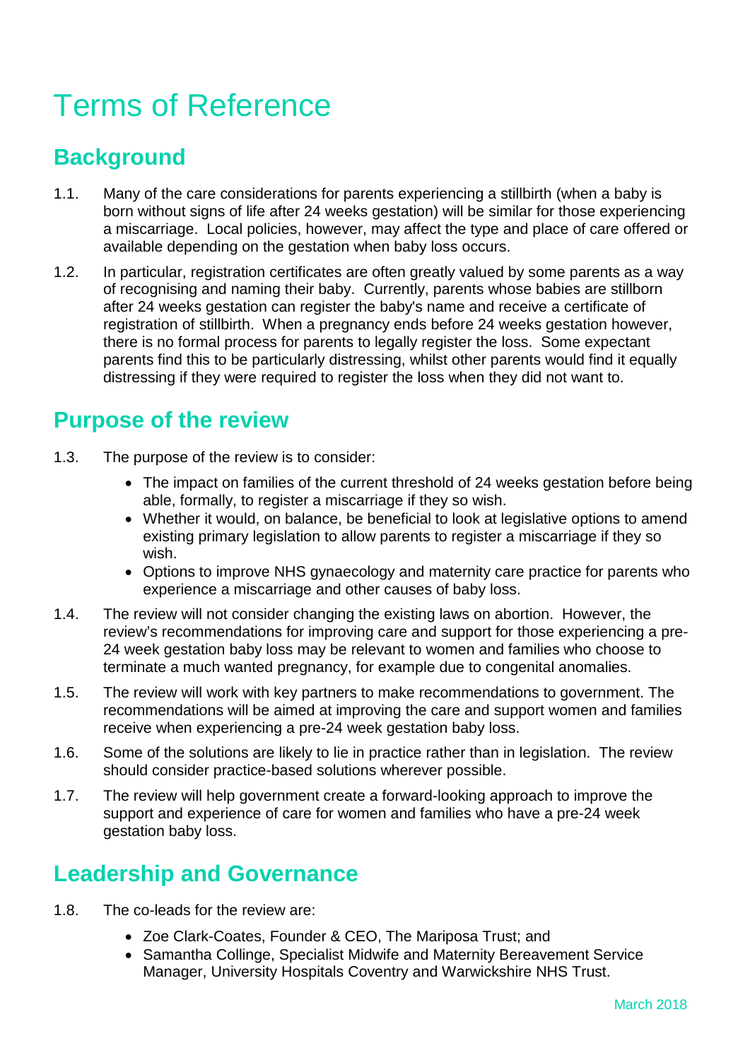# Terms of Reference

## Background

1.1. Many of the care considerations for parents experiencing a stillbirth (when a baby is born without signs of life after 24 weeks gestation) will be similar for those experiencing a miscarriage. Local policies, however, may affect the type and place of care offered or available depending on the gestation when baby loss occurs.

1.2. In particular, registration certificates are often greatly valued by some parents as a way of recognising and naming their baby. Currently, parents whose babies are stillborn after 24 weeks gestation can register the baby's name and receive a certificate of registration of stillbirth. When a pregnancy ends before 24 weeks gestation however, there is no formal process for parents to legally register the loss. Some expectant parents find this to be particularly distressing, whilst other parents would find it equally distressing if they were required to register the loss when they did not want to.

## Purpose of the review

1.3. The purpose of the review is to consider:

- The impact on families of the current threshold of 24 weeks gestation before being able, formally, to register a miscarriage if they so wish.
- Whether it would, on balance, be beneficial to look at legislative options to amend existing primary legislation to allow parents to register a miscarriage if they so wish.
- Options to improve NHS gynaecology and maternity care practice for parents who experience a miscarriage and other causes of baby loss.

1.4. The review will not consider changing the existing laws on abortion. However, the review's recommendations for improving care and support for those experiencing a pre-24 week gestation baby loss may be relevant to women and families who choose to terminate a much wanted pregnancy, for example due to congenital anomalies.

1.5. The review will work with key partners to make recommendations to government. The recommendations will be aimed at improving the care and support women and families receive when experiencing a pre-24 week gestation baby loss.

1.6. Some of the solutions are likely to lie in practice rather than in legislation. The review should consider practice-based solutions wherever possible.

1.7. The review will help government create a forward-looking approach to improve the support and experience of care for women and families who have a pre-24 week gestation baby loss.

## Leadership and Governance

1.8. The co-leads for the review are:

- Zoe Clark-Coates, Founder & CEO, The Mariposa Trust; and
- Samantha Collinge, Specialist Midwife and Maternity Bereavement Service Manager, University Hospitals Coventry and Warwickshire NHS Trust.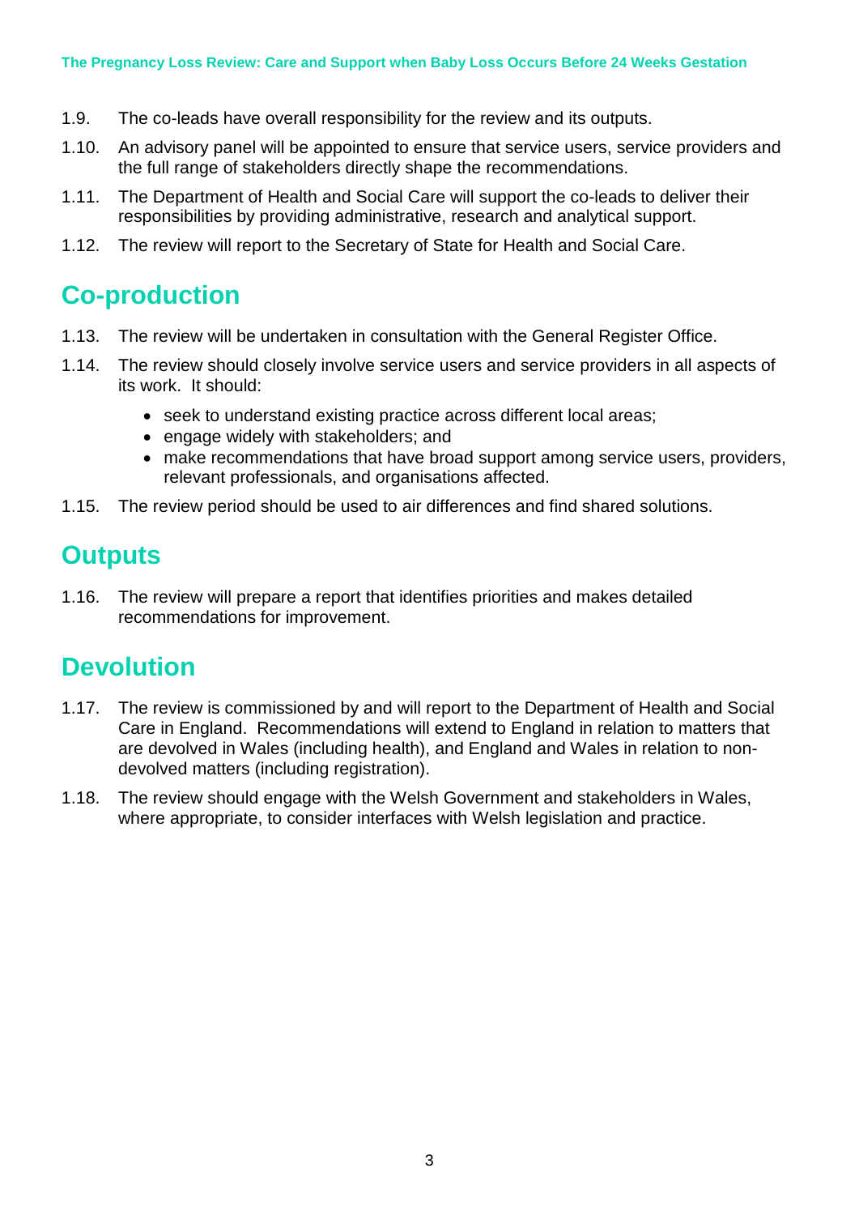1.9. The co-leads have overall responsibility for the review and its outputs.

1.10. An advisory panel will be appointed to ensure that service users, service providers and the full range of stakeholders directly shape the recommendations.

1.11. The Department of Health and Social Care will support the co-leads to deliver their responsibilities by providing administrative, research and analytical support.

1.12. The review will report to the Secretary of State for Health and Social Care.

## Co-production

1.13. The review will be undertaken in consultation with the General Register Office.

1.14. The review should closely involve service users and service providers in all aspects of its work. It should:

- seek to understand existing practice across different local areas;
- engage widely with stakeholders; and
- make recommendations that have broad support among service users, providers, relevant professionals, and organisations affected.

1.15. The review period should be used to air differences and find shared solutions.

## Outputs

1.16. The review will prepare a report that identifies priorities and makes detailed recommendations for improvement.

## Devolution

1.17. The review is commissioned by and will report to the Department of Health and Social Care in England. Recommendations will extend to England in relation to matters that are devolved in Wales (including health), and England and Wales in relation to non-devolved matters (including registration).

1.18. The review should engage with the Welsh Government and stakeholders in Wales, where appropriate, to consider interfaces with Welsh legislation and practice.